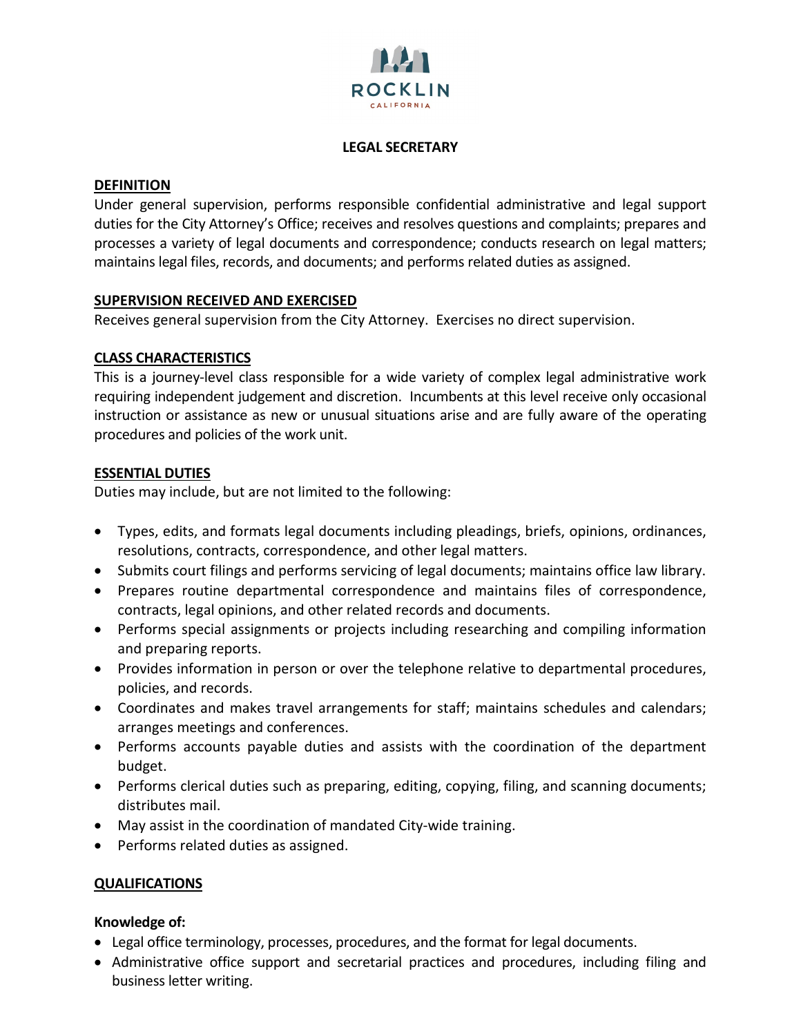ROCKLIN

CALIFORNIA

# LEGAL SECRETARY

## DEFINITION

Under general supervision, performs responsible confidential administrative and legal support duties for the City Attorney's Office; receives and resolves questions and complaints; prepares and processes a variety of legal documents and correspondence; conducts research on legal matters; maintains legal files, records, and documents; and performs related duties as assigned.

## SUPERVISION RECEIVED AND EXERCISED

Receives general supervision from the City Attorney. Exercises no direct supervision.

## CLASS CHARACTERISTICS

This is a journey-level class responsible for a wide variety of complex legal administrative work requiring independent judgement and discretion. Incumbents at this level receive only occasional instruction or assistance as new or unusual situations arise and are fully aware of the operating procedures and policies of the work unit.

## ESSENTIAL DUTIES

Duties may include, but are not limited to the following:

- Types, edits, and formats legal documents including pleadings, briefs, opinions, ordinances, resolutions, contracts, correspondence, and other legal matters.
- Submits court filings and performs servicing of legal documents; maintains office law library.
- Prepares routine departmental correspondence and maintains files of correspondence, contracts, legal opinions, and other related records and documents.
- Performs special assignments or projects including researching and compiling information and preparing reports.
- Provides information in person or over the telephone relative to departmental procedures, policies, and records.
- Coordinates and makes travel arrangements for staff; maintains schedules and calendars; arranges meetings and conferences.
- Performs accounts payable duties and assists with the coordination of the department budget.
- Performs clerical duties such as preparing, editing, copying, filing, and scanning documents; distributes mail.
- May assist in the coordination of mandated City-wide training.
- Performs related duties as assigned.

## QUALIFICATIONS

**Knowledge of:**

- Legal office terminology, processes, procedures, and the format for legal documents.
- Administrative office support and secretarial practices and procedures, including filing and business letter writing.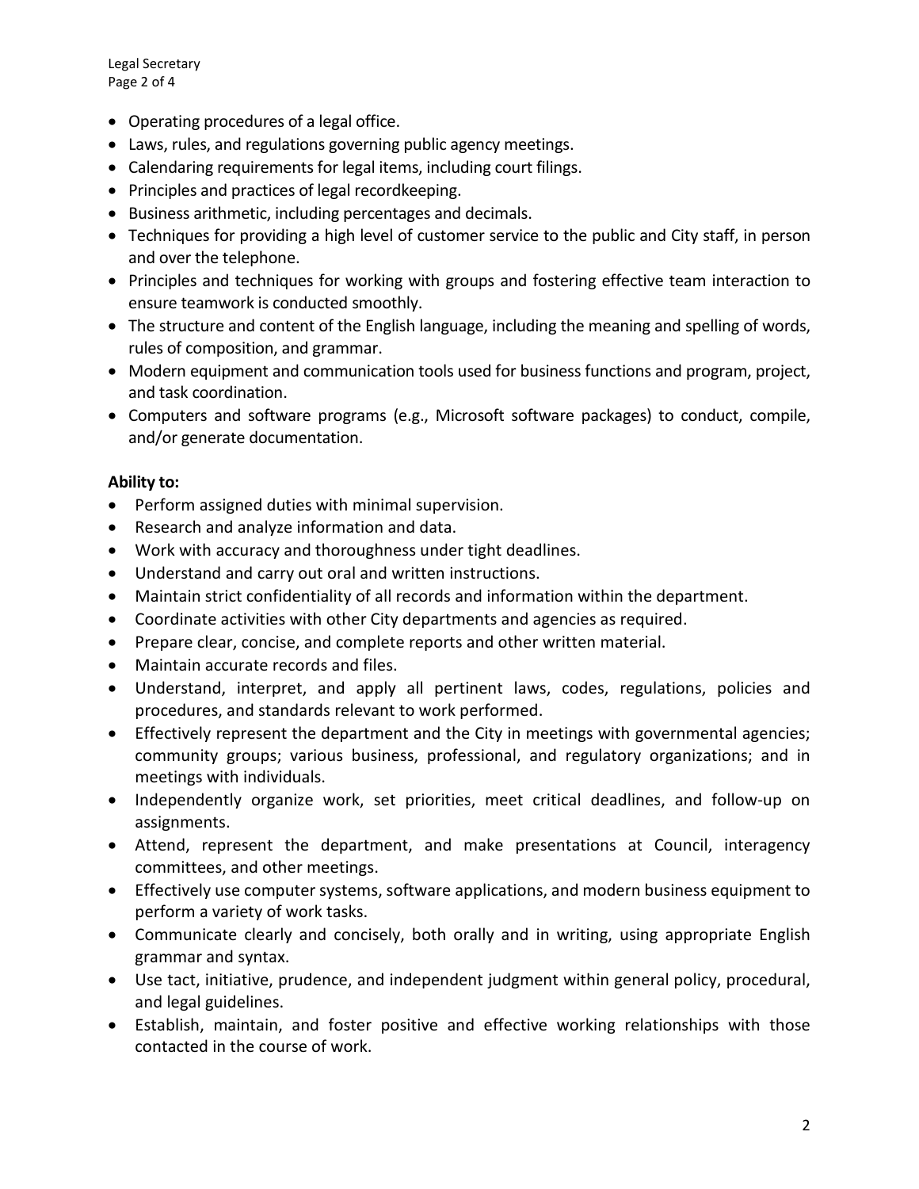- Operating procedures of a legal office.
- Laws, rules, and regulations governing public agency meetings.
- Calendaring requirements for legal items, including court filings.
- Principles and practices of legal recordkeeping.
- Business arithmetic, including percentages and decimals.
- Techniques for providing a high level of customer service to the public and City staff, in person and over the telephone.
- Principles and techniques for working with groups and fostering effective team interaction to ensure teamwork is conducted smoothly.
- The structure and content of the English language, including the meaning and spelling of words, rules of composition, and grammar.
- Modern equipment and communication tools used for business functions and program, project, and task coordination.
- Computers and software programs (e.g., Microsoft software packages) to conduct, compile, and/or generate documentation.

**Ability to:**

- Perform assigned duties with minimal supervision.
- Research and analyze information and data.
- Work with accuracy and thoroughness under tight deadlines.
- Understand and carry out oral and written instructions.
- Maintain strict confidentiality of all records and information within the department.
- Coordinate activities with other City departments and agencies as required.
- Prepare clear, concise, and complete reports and other written material.
- Maintain accurate records and files.
- Understand, interpret, and apply all pertinent laws, codes, regulations, policies and procedures, and standards relevant to work performed.
- Effectively represent the department and the City in meetings with governmental agencies; community groups; various business, professional, and regulatory organizations; and in meetings with individuals.
- Independently organize work, set priorities, meet critical deadlines, and follow-up on assignments.
- Attend, represent the department, and make presentations at Council, interagency committees, and other meetings.
- Effectively use computer systems, software applications, and modern business equipment to perform a variety of work tasks.
- Communicate clearly and concisely, both orally and in writing, using appropriate English grammar and syntax.
- Use tact, initiative, prudence, and independent judgment within general policy, procedural, and legal guidelines.
- Establish, maintain, and foster positive and effective working relationships with those contacted in the course of work.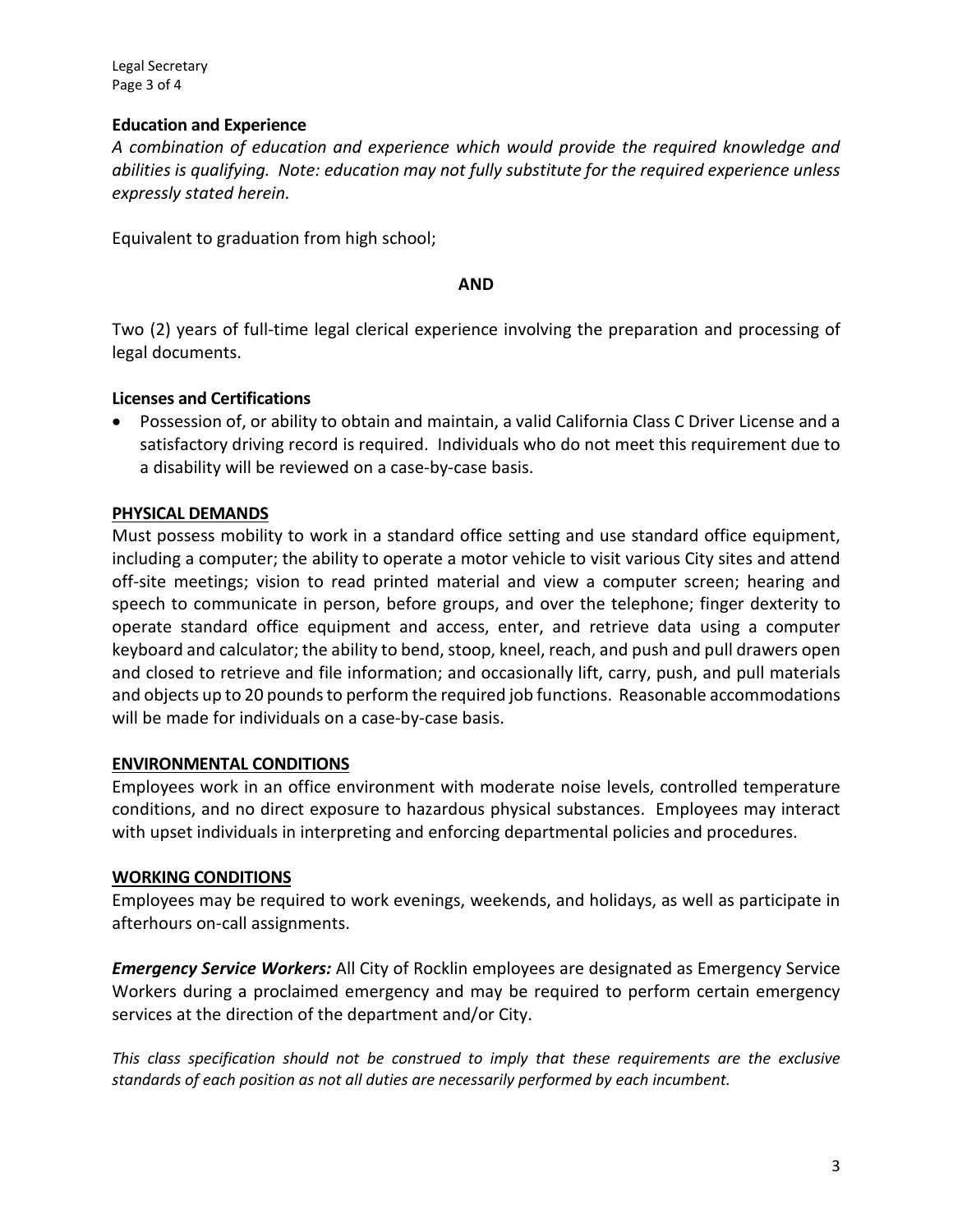### Education and Experience

*A combination of education and experience which would provide the required knowledge and abilities is qualifying. Note: education may not fully substitute for the required experience unless expressly stated herein.*

Equivalent to graduation from high school;

**AND**

Two (2) years of full-time legal clerical experience involving the preparation and processing of legal documents.

### Licenses and Certifications

- Possession of, or ability to obtain and maintain, a valid California Class C Driver License and a satisfactory driving record is required. Individuals who do not meet this requirement due to a disability will be reviewed on a case-by-case basis.

## PHYSICAL DEMANDS

Must possess mobility to work in a standard office setting and use standard office equipment, including a computer; the ability to operate a motor vehicle to visit various City sites and attend off-site meetings; vision to read printed material and view a computer screen; hearing and speech to communicate in person, before groups, and over the telephone; finger dexterity to operate standard office equipment and access, enter, and retrieve data using a computer keyboard and calculator; the ability to bend, stoop, kneel, reach, and push and pull drawers open and closed to retrieve and file information; and occasionally lift, carry, push, and pull materials and objects up to 20 pounds to perform the required job functions. Reasonable accommodations will be made for individuals on a case-by-case basis.

## ENVIRONMENTAL CONDITIONS

Employees work in an office environment with moderate noise levels, controlled temperature conditions, and no direct exposure to hazardous physical substances. Employees may interact with upset individuals in interpreting and enforcing departmental policies and procedures.

## WORKING CONDITIONS

Employees may be required to work evenings, weekends, and holidays, as well as participate in afterhours on-call assignments.

***Emergency Service Workers:*** All City of Rocklin employees are designated as Emergency Service Workers during a proclaimed emergency and may be required to perform certain emergency services at the direction of the department and/or City.

*This class specification should not be construed to imply that these requirements are the exclusive standards of each position as not all duties are necessarily performed by each incumbent.*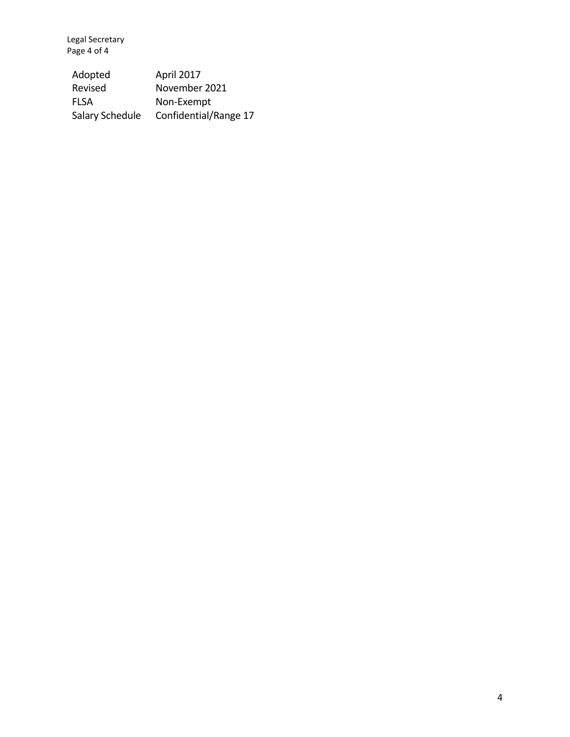| | |
|---|---|
| Adopted | April 2017 |
| Revised | November 2021 |
| FLSA | Non-Exempt |
| Salary Schedule | Confidential/Range 17 |